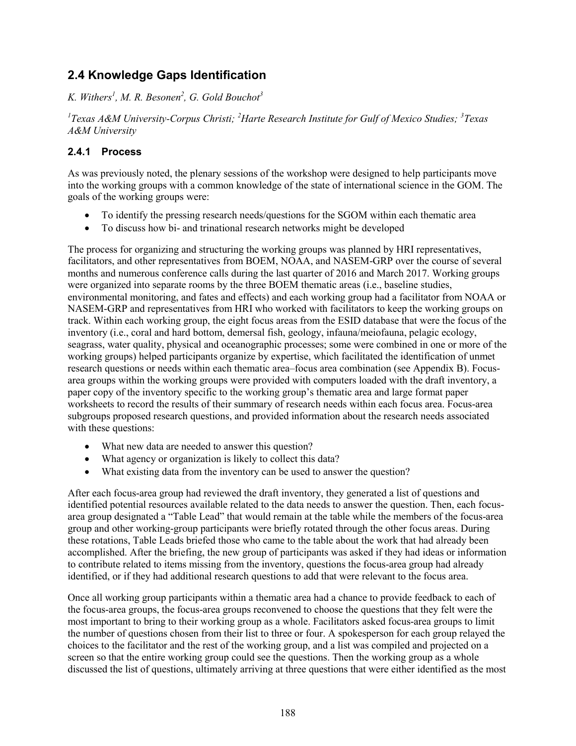## 2.4 Knowledge Gaps Identification

*K. Withers[1], M. R. Besonen[2], G. Gold Bouchot[3]*

*[1]Texas A&M University-Corpus Christi; [2]Harte Research Institute for Gulf of Mexico Studies; [3]Texas A&M University*

### 2.4.1 Process

As was previously noted, the plenary sessions of the workshop were designed to help participants move into the working groups with a common knowledge of the state of international science in the GOM. The goals of the working groups were:

- To identify the pressing research needs/questions for the SGOM within each thematic area
- To discuss how bi- and trinational research networks might be developed

The process for organizing and structuring the working groups was planned by HRI representatives, facilitators, and other representatives from BOEM, NOAA, and NASEM-GRP over the course of several months and numerous conference calls during the last quarter of 2016 and March 2017. Working groups were organized into separate rooms by the three BOEM thematic areas (i.e., baseline studies, environmental monitoring, and fates and effects) and each working group had a facilitator from NOAA or NASEM-GRP and representatives from HRI who worked with facilitators to keep the working groups on track. Within each working group, the eight focus areas from the ESID database that were the focus of the inventory (i.e., coral and hard bottom, demersal fish, geology, infauna/meiofauna, pelagic ecology, seagrass, water quality, physical and oceanographic processes; some were combined in one or more of the working groups) helped participants organize by expertise, which facilitated the identification of unmet research questions or needs within each thematic area–focus area combination (see Appendix B). Focus-area groups within the working groups were provided with computers loaded with the draft inventory, a paper copy of the inventory specific to the working group's thematic area and large format paper worksheets to record the results of their summary of research needs within each focus area. Focus-area subgroups proposed research questions, and provided information about the research needs associated with these questions:

- What new data are needed to answer this question?
- What agency or organization is likely to collect this data?
- What existing data from the inventory can be used to answer the question?

After each focus-area group had reviewed the draft inventory, they generated a list of questions and identified potential resources available related to the data needs to answer the question. Then, each focus-area group designated a "Table Lead" that would remain at the table while the members of the focus-area group and other working-group participants were briefly rotated through the other focus areas. During these rotations, Table Leads briefed those who came to the table about the work that had already been accomplished. After the briefing, the new group of participants was asked if they had ideas or information to contribute related to items missing from the inventory, questions the focus-area group had already identified, or if they had additional research questions to add that were relevant to the focus area.

Once all working group participants within a thematic area had a chance to provide feedback to each of the focus-area groups, the focus-area groups reconvened to choose the questions that they felt were the most important to bring to their working group as a whole. Facilitators asked focus-area groups to limit the number of questions chosen from their list to three or four. A spokesperson for each group relayed the choices to the facilitator and the rest of the working group, and a list was compiled and projected on a screen so that the entire working group could see the questions. Then the working group as a whole discussed the list of questions, ultimately arriving at three questions that were either identified as the most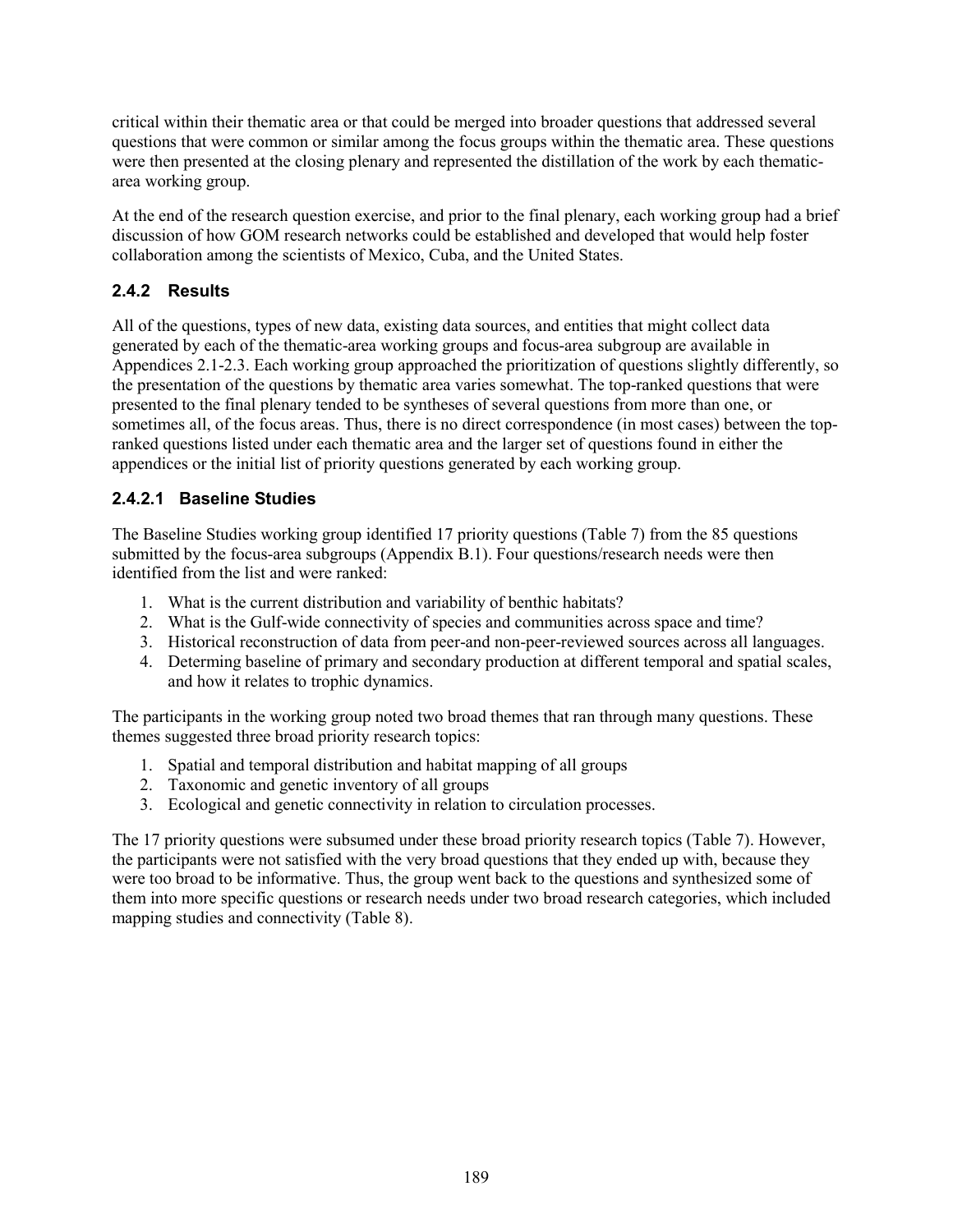critical within their thematic area or that could be merged into broader questions that addressed several questions that were common or similar among the focus groups within the thematic area. These questions were then presented at the closing plenary and represented the distillation of the work by each thematic-area working group.

At the end of the research question exercise, and prior to the final plenary, each working group had a brief discussion of how GOM research networks could be established and developed that would help foster collaboration among the scientists of Mexico, Cuba, and the United States.

### 2.4.2 Results

All of the questions, types of new data, existing data sources, and entities that might collect data generated by each of the thematic-area working groups and focus-area subgroup are available in Appendices 2.1-2.3. Each working group approached the prioritization of questions slightly differently, so the presentation of the questions by thematic area varies somewhat. The top-ranked questions that were presented to the final plenary tended to be syntheses of several questions from more than one, or sometimes all, of the focus areas. Thus, there is no direct correspondence (in most cases) between the top-ranked questions listed under each thematic area and the larger set of questions found in either the appendices or the initial list of priority questions generated by each working group.

#### 2.4.2.1 Baseline Studies

The Baseline Studies working group identified 17 priority questions (Table 7) from the 85 questions submitted by the focus-area subgroups (Appendix B.1). Four questions/research needs were then identified from the list and were ranked:

1. What is the current distribution and variability of benthic habitats?
2. What is the Gulf-wide connectivity of species and communities across space and time?
3. Historical reconstruction of data from peer-and non-peer-reviewed sources across all languages.
4. Determing baseline of primary and secondary production at different temporal and spatial scales, and how it relates to trophic dynamics.

The participants in the working group noted two broad themes that ran through many questions. These themes suggested three broad priority research topics:

1. Spatial and temporal distribution and habitat mapping of all groups
2. Taxonomic and genetic inventory of all groups
3. Ecological and genetic connectivity in relation to circulation processes.

The 17 priority questions were subsumed under these broad priority research topics (Table 7). However, the participants were not satisfied with the very broad questions that they ended up with, because they were too broad to be informative. Thus, the group went back to the questions and synthesized some of them into more specific questions or research needs under two broad research categories, which included mapping studies and connectivity (Table 8).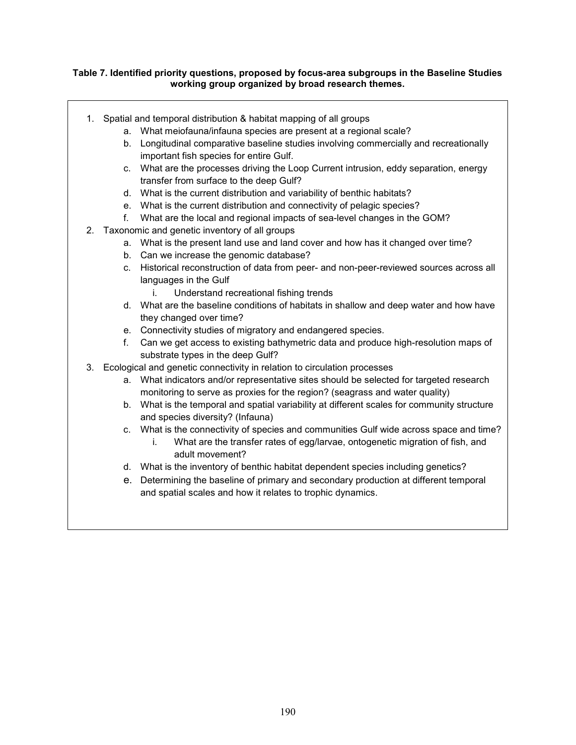**Table 7. Identified priority questions, proposed by focus-area subgroups in the Baseline Studies working group organized by broad research themes.**

1. Spatial and temporal distribution & habitat mapping of all groups
    a. What meiofauna/infauna species are present at a regional scale?
    b. Longitudinal comparative baseline studies involving commercially and recreationally important fish species for entire Gulf.
    c. What are the processes driving the Loop Current intrusion, eddy separation, energy transfer from surface to the deep Gulf?
    d. What is the current distribution and variability of benthic habitats?
    e. What is the current distribution and connectivity of pelagic species?
    f. What are the local and regional impacts of sea-level changes in the GOM?
2. Taxonomic and genetic inventory of all groups
    a. What is the present land use and land cover and how has it changed over time?
    b. Can we increase the genomic database?
    c. Historical reconstruction of data from peer- and non-peer-reviewed sources across all languages in the Gulf
        i. Understand recreational fishing trends
    d. What are the baseline conditions of habitats in shallow and deep water and how have they changed over time?
    e. Connectivity studies of migratory and endangered species.
    f. Can we get access to existing bathymetric data and produce high-resolution maps of substrate types in the deep Gulf?
3. Ecological and genetic connectivity in relation to circulation processes
    a. What indicators and/or representative sites should be selected for targeted research monitoring to serve as proxies for the region? (seagrass and water quality)
    b. What is the temporal and spatial variability at different scales for community structure and species diversity? (Infauna)
    c. What is the connectivity of species and communities Gulf wide across space and time?
        i. What are the transfer rates of egg/larvae, ontogenetic migration of fish, and adult movement?
    d. What is the inventory of benthic habitat dependent species including genetics?
    e. Determining the baseline of primary and secondary production at different temporal and spatial scales and how it relates to trophic dynamics.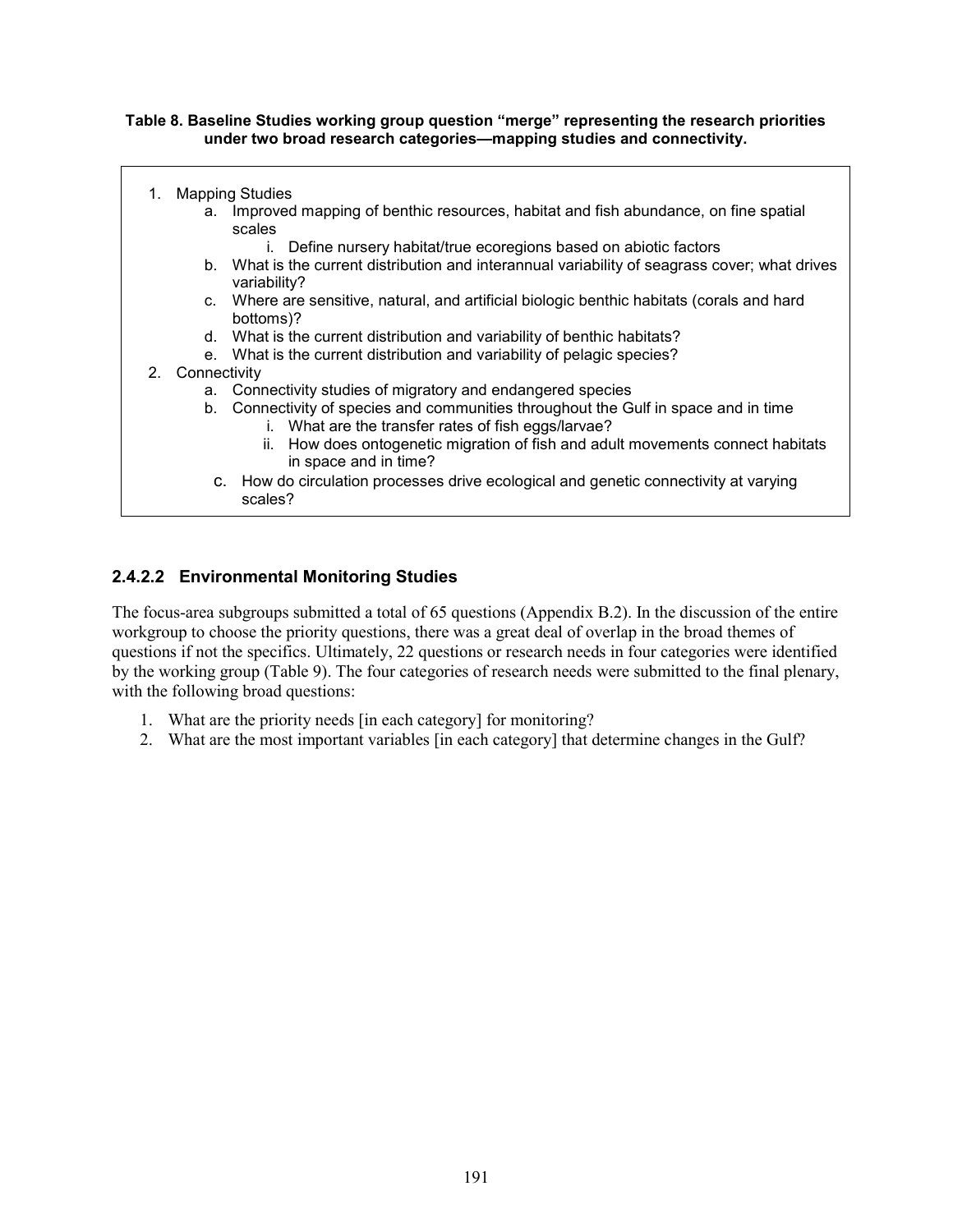**Table 8. Baseline Studies working group question "merge" representing the research priorities under two broad research categories—mapping studies and connectivity.**

1. Mapping Studies
   a. Improved mapping of benthic resources, habitat and fish abundance, on fine spatial scales
      i. Define nursery habitat/true ecoregions based on abiotic factors
   b. What is the current distribution and interannual variability of seagrass cover; what drives variability?
   c. Where are sensitive, natural, and artificial biologic benthic habitats (corals and hard bottoms)?
   d. What is the current distribution and variability of benthic habitats?
   e. What is the current distribution and variability of pelagic species?
2. Connectivity
   a. Connectivity studies of migratory and endangered species
   b. Connectivity of species and communities throughout the Gulf in space and in time
      i. What are the transfer rates of fish eggs/larvae?
      ii. How does ontogenetic migration of fish and adult movements connect habitats in space and in time?
   c. How do circulation processes drive ecological and genetic connectivity at varying scales?

### 2.4.2.2 Environmental Monitoring Studies

The focus-area subgroups submitted a total of 65 questions (Appendix B.2). In the discussion of the entire workgroup to choose the priority questions, there was a great deal of overlap in the broad themes of questions if not the specifics. Ultimately, 22 questions or research needs in four categories were identified by the working group (Table 9). The four categories of research needs were submitted to the final plenary, with the following broad questions:

1. What are the priority needs [in each category] for monitoring?
2. What are the most important variables [in each category] that determine changes in the Gulf?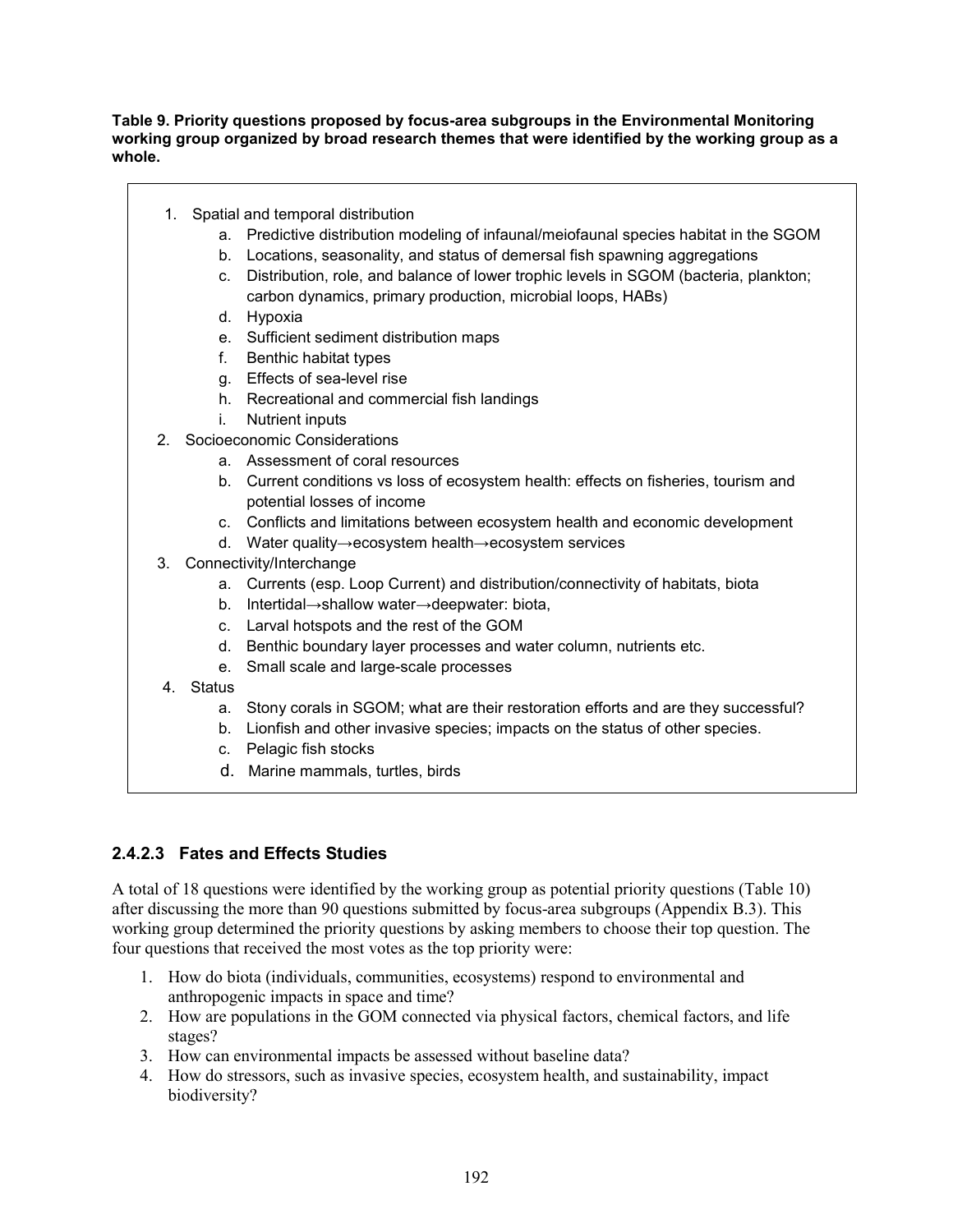**Table 9. Priority questions proposed by focus-area subgroups in the Environmental Monitoring working group organized by broad research themes that were identified by the working group as a whole.**

1. Spatial and temporal distribution
    a. Predictive distribution modeling of infaunal/meiofaunal species habitat in the SGOM
    b. Locations, seasonality, and status of demersal fish spawning aggregations
    c. Distribution, role, and balance of lower trophic levels in SGOM (bacteria, plankton; carbon dynamics, primary production, microbial loops, HABs)
    d. Hypoxia
    e. Sufficient sediment distribution maps
    f. Benthic habitat types
    g. Effects of sea-level rise
    h. Recreational and commercial fish landings
    i. Nutrient inputs
2. Socioeconomic Considerations
    a. Assessment of coral resources
    b. Current conditions vs loss of ecosystem health: effects on fisheries, tourism and potential losses of income
    c. Conflicts and limitations between ecosystem health and economic development
    d. Water quality→ecosystem health→ecosystem services
3. Connectivity/Interchange
    a. Currents (esp. Loop Current) and distribution/connectivity of habitats, biota
    b. Intertidal→shallow water→deepwater: biota,
    c. Larval hotspots and the rest of the GOM
    d. Benthic boundary layer processes and water column, nutrients etc.
    e. Small scale and large-scale processes
4. Status
    a. Stony corals in SGOM; what are their restoration efforts and are they successful?
    b. Lionfish and other invasive species; impacts on the status of other species.
    c. Pelagic fish stocks
    d. Marine mammals, turtles, birds

### 2.4.2.3 Fates and Effects Studies

A total of 18 questions were identified by the working group as potential priority questions (Table 10) after discussing the more than 90 questions submitted by focus-area subgroups (Appendix B.3). This working group determined the priority questions by asking members to choose their top question. The four questions that received the most votes as the top priority were:

1. How do biota (individuals, communities, ecosystems) respond to environmental and anthropogenic impacts in space and time?
2. How are populations in the GOM connected via physical factors, chemical factors, and life stages?
3. How can environmental impacts be assessed without baseline data?
4. How do stressors, such as invasive species, ecosystem health, and sustainability, impact biodiversity?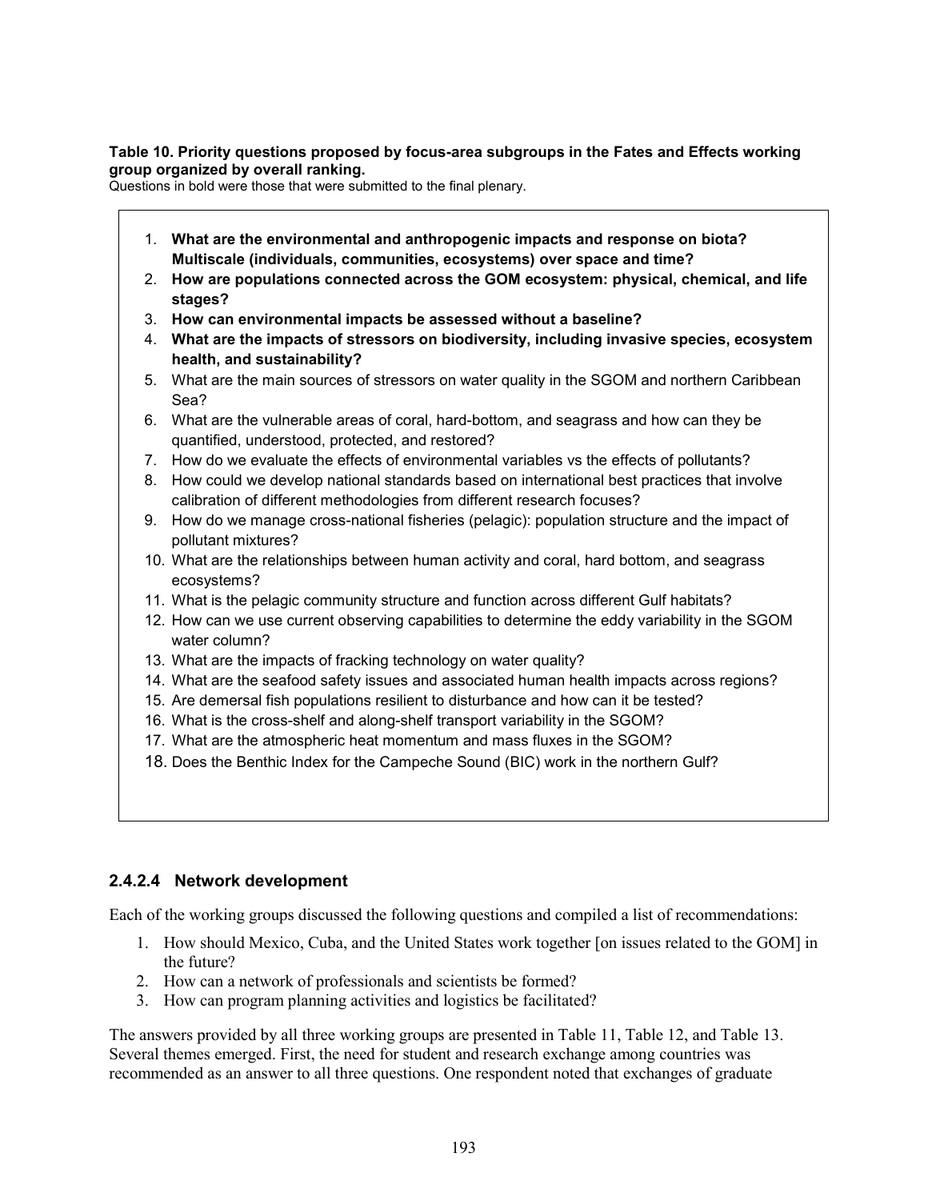**Table 10. Priority questions proposed by focus-area subgroups in the Fates and Effects working group organized by overall ranking.**

Questions in bold were those that were submitted to the final plenary.

1. **What are the environmental and anthropogenic impacts and response on biota? Multiscale (individuals, communities, ecosystems) over space and time?**
2. **How are populations connected across the GOM ecosystem: physical, chemical, and life stages?**
3. **How can environmental impacts be assessed without a baseline?**
4. **What are the impacts of stressors on biodiversity, including invasive species, ecosystem health, and sustainability?**
5. What are the main sources of stressors on water quality in the SGOM and northern Caribbean Sea?
6. What are the vulnerable areas of coral, hard-bottom, and seagrass and how can they be quantified, understood, protected, and restored?
7. How do we evaluate the effects of environmental variables vs the effects of pollutants?
8. How could we develop national standards based on international best practices that involve calibration of different methodologies from different research focuses?
9. How do we manage cross-national fisheries (pelagic): population structure and the impact of pollutant mixtures?
10. What are the relationships between human activity and coral, hard bottom, and seagrass ecosystems?
11. What is the pelagic community structure and function across different Gulf habitats?
12. How can we use current observing capabilities to determine the eddy variability in the SGOM water column?
13. What are the impacts of fracking technology on water quality?
14. What are the seafood safety issues and associated human health impacts across regions?
15. Are demersal fish populations resilient to disturbance and how can it be tested?
16. What is the cross-shelf and along-shelf transport variability in the SGOM?
17. What are the atmospheric heat momentum and mass fluxes in the SGOM?
18. Does the Benthic Index for the Campeche Sound (BIC) work in the northern Gulf?

### 2.4.2.4 Network development

Each of the working groups discussed the following questions and compiled a list of recommendations:

1. How should Mexico, Cuba, and the United States work together [on issues related to the GOM] in the future?
2. How can a network of professionals and scientists be formed?
3. How can program planning activities and logistics be facilitated?

The answers provided by all three working groups are presented in Table 11, Table 12, and Table 13. Several themes emerged. First, the need for student and research exchange among countries was recommended as an answer to all three questions. One respondent noted that exchanges of graduate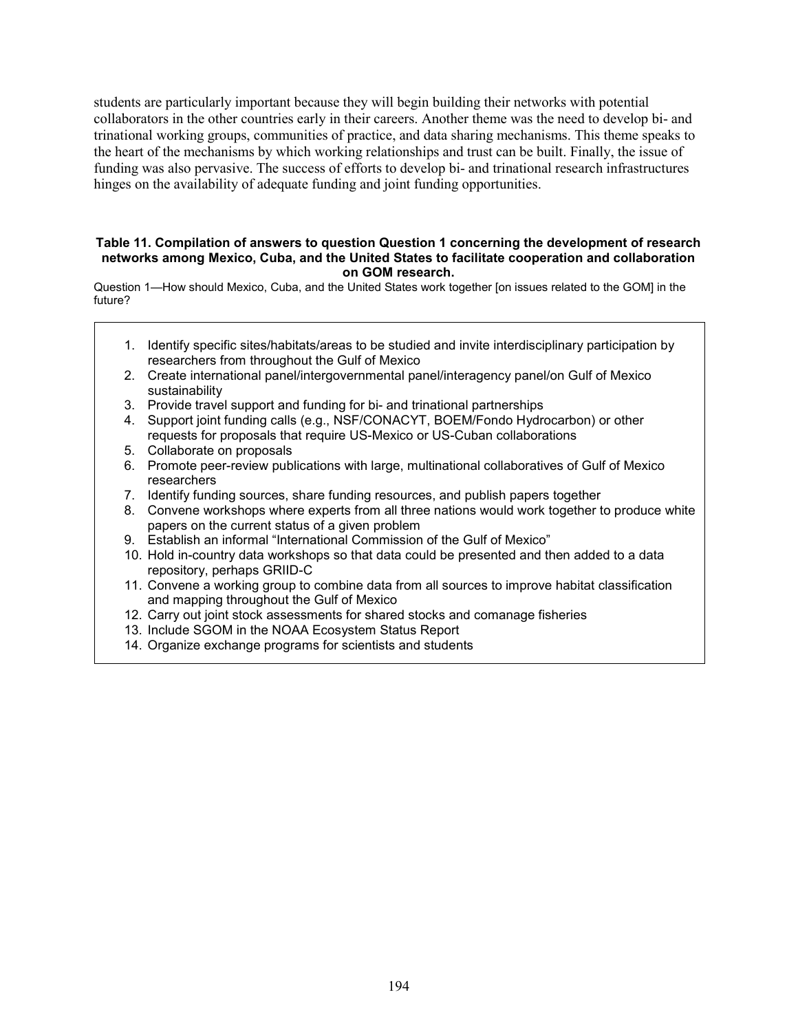students are particularly important because they will begin building their networks with potential collaborators in the other countries early in their careers. Another theme was the need to develop bi- and trinational working groups, communities of practice, and data sharing mechanisms. This theme speaks to the heart of the mechanisms by which working relationships and trust can be built. Finally, the issue of funding was also pervasive. The success of efforts to develop bi- and trinational research infrastructures hinges on the availability of adequate funding and joint funding opportunities.

**Table 11. Compilation of answers to question Question 1 concerning the development of research networks among Mexico, Cuba, and the United States to facilitate cooperation and collaboration on GOM research.**

Question 1—How should Mexico, Cuba, and the United States work together [on issues related to the GOM] in the future?

1. Identify specific sites/habitats/areas to be studied and invite interdisciplinary participation by researchers from throughout the Gulf of Mexico
2. Create international panel/intergovernmental panel/interagency panel/on Gulf of Mexico sustainability
3. Provide travel support and funding for bi- and trinational partnerships
4. Support joint funding calls (e.g., NSF/CONACYT, BOEM/Fondo Hydrocarbon) or other requests for proposals that require US-Mexico or US-Cuban collaborations
5. Collaborate on proposals
6. Promote peer-review publications with large, multinational collaboratives of Gulf of Mexico researchers
7. Identify funding sources, share funding resources, and publish papers together
8. Convene workshops where experts from all three nations would work together to produce white papers on the current status of a given problem
9. Establish an informal "International Commission of the Gulf of Mexico"
10. Hold in-country data workshops so that data could be presented and then added to a data repository, perhaps GRIID-C
11. Convene a working group to combine data from all sources to improve habitat classification and mapping throughout the Gulf of Mexico
12. Carry out joint stock assessments for shared stocks and comanage fisheries
13. Include SGOM in the NOAA Ecosystem Status Report
14. Organize exchange programs for scientists and students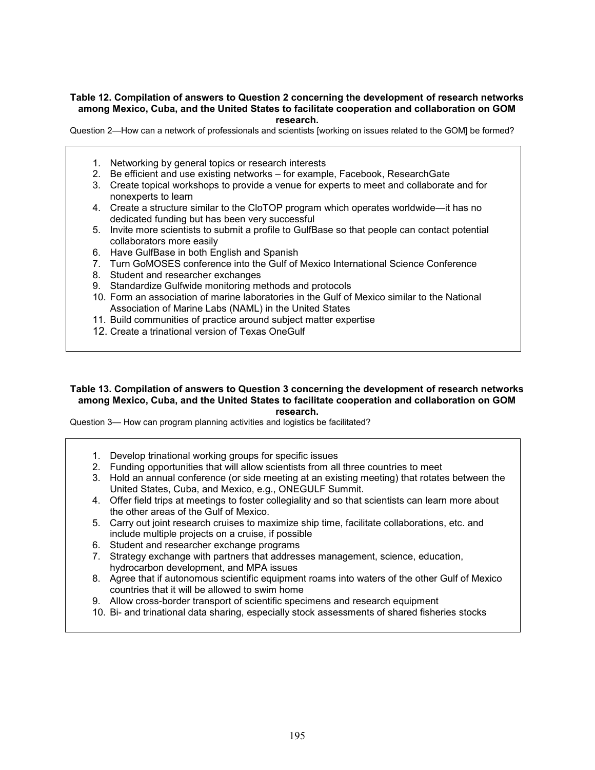**Table 12. Compilation of answers to Question 2 concerning the development of research networks among Mexico, Cuba, and the United States to facilitate cooperation and collaboration on GOM research.**

Question 2—How can a network of professionals and scientists [working on issues related to the GOM] be formed?

1. Networking by general topics or research interests
2. Be efficient and use existing networks – for example, Facebook, ResearchGate
3. Create topical workshops to provide a venue for experts to meet and collaborate and for nonexperts to learn
4. Create a structure similar to the CIoTOP program which operates worldwide—it has no dedicated funding but has been very successful
5. Invite more scientists to submit a profile to GulfBase so that people can contact potential collaborators more easily
6. Have GulfBase in both English and Spanish
7. Turn GoMOSES conference into the Gulf of Mexico International Science Conference
8. Student and researcher exchanges
9. Standardize Gulfwide monitoring methods and protocols
10. Form an association of marine laboratories in the Gulf of Mexico similar to the National Association of Marine Labs (NAML) in the United States
11. Build communities of practice around subject matter expertise
12. Create a trinational version of Texas OneGulf

**Table 13. Compilation of answers to Question 3 concerning the development of research networks among Mexico, Cuba, and the United States to facilitate cooperation and collaboration on GOM research.**

Question 3— How can program planning activities and logistics be facilitated?

1. Develop trinational working groups for specific issues
2. Funding opportunities that will allow scientists from all three countries to meet
3. Hold an annual conference (or side meeting at an existing meeting) that rotates between the United States, Cuba, and Mexico, e.g., ONEGULF Summit.
4. Offer field trips at meetings to foster collegiality and so that scientists can learn more about the other areas of the Gulf of Mexico.
5. Carry out joint research cruises to maximize ship time, facilitate collaborations, etc. and include multiple projects on a cruise, if possible
6. Student and researcher exchange programs
7. Strategy exchange with partners that addresses management, science, education, hydrocarbon development, and MPA issues
8. Agree that if autonomous scientific equipment roams into waters of the other Gulf of Mexico countries that it will be allowed to swim home
9. Allow cross-border transport of scientific specimens and research equipment
10. Bi- and trinational data sharing, especially stock assessments of shared fisheries stocks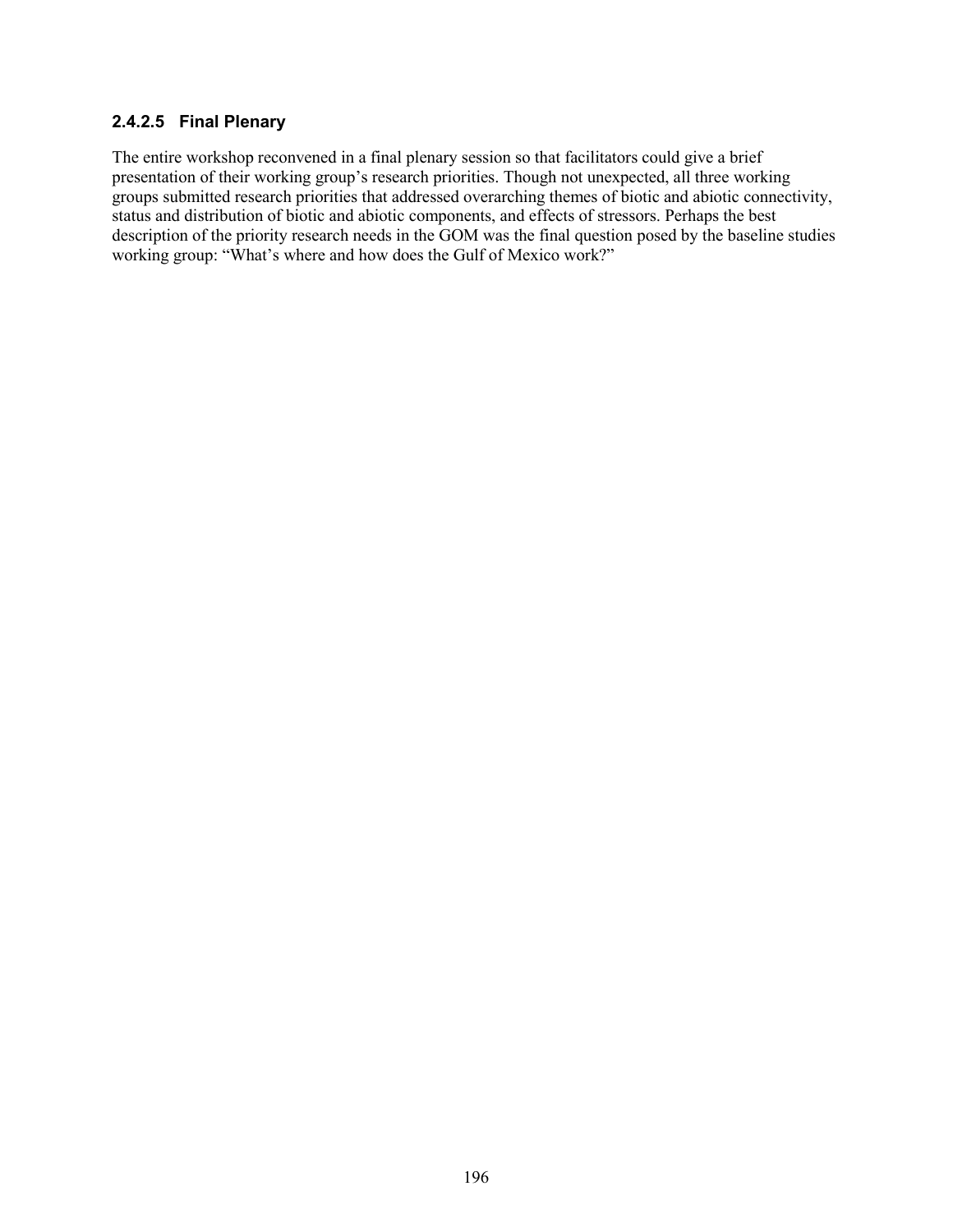#### 2.4.2.5 Final Plenary

The entire workshop reconvened in a final plenary session so that facilitators could give a brief presentation of their working group's research priorities. Though not unexpected, all three working groups submitted research priorities that addressed overarching themes of biotic and abiotic connectivity, status and distribution of biotic and abiotic components, and effects of stressors. Perhaps the best description of the priority research needs in the GOM was the final question posed by the baseline studies working group: "What's where and how does the Gulf of Mexico work?"